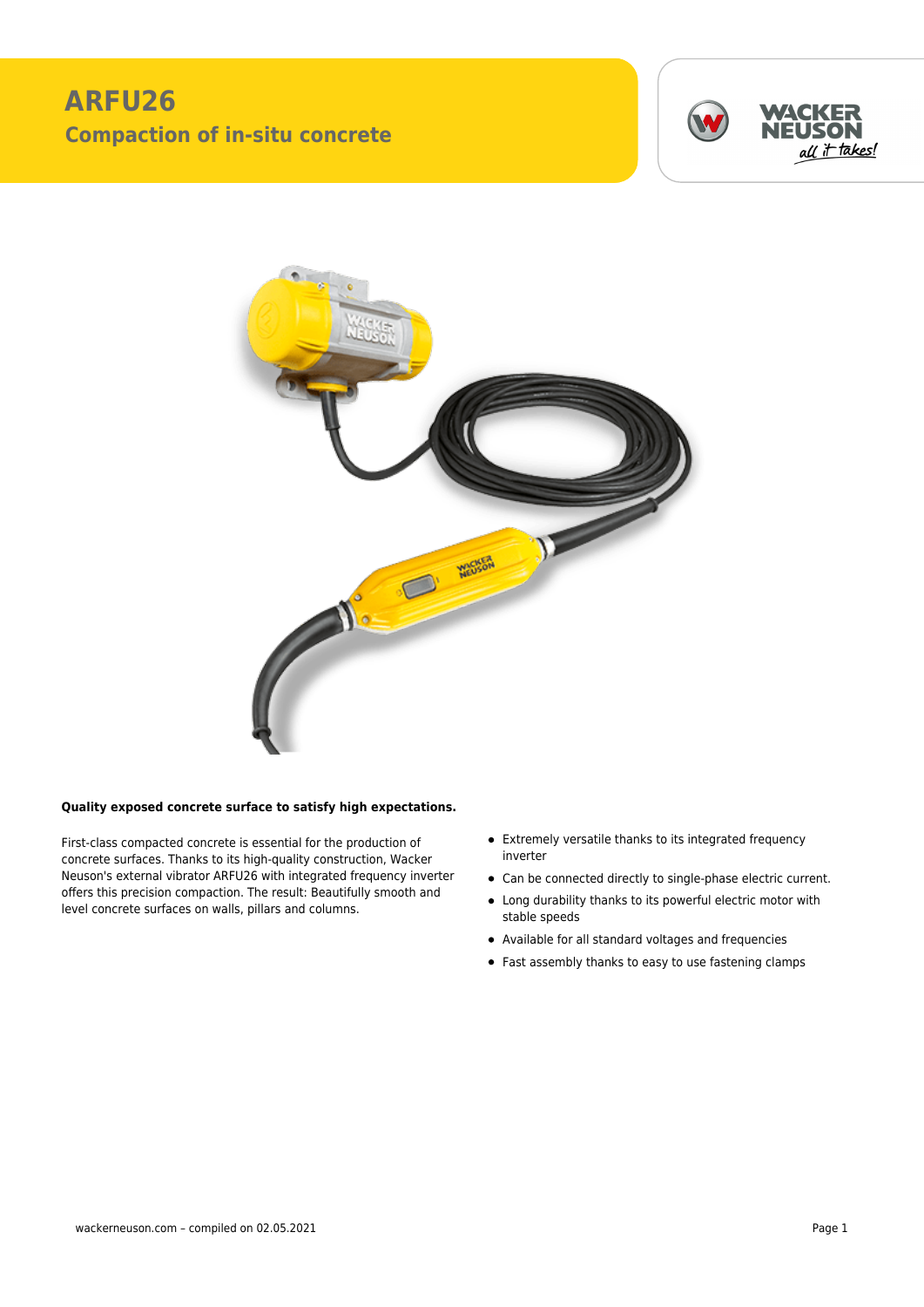# ARFU26

## Compaction of in-situ concrete

**Quality exposed concrete surface to satisfy high expectations.**

First-class compacted concrete is essential for the production of concrete surfaces. Thanks to its high-quality construction, Wacker Neuson's external vibrator ARFU26 with integrated frequency inverter offers this precision compaction. The result: Beautifully smooth and level concrete surfaces on walls, pillars and columns.

- Extremely versatile thanks to its integrated frequency inverter
- Can be connected directly to single-phase electric current.
- Long durability thanks to its powerful electric motor with stable speeds
- Available for all standard voltages and frequencies
- Fast assembly thanks to easy to use fastening clamps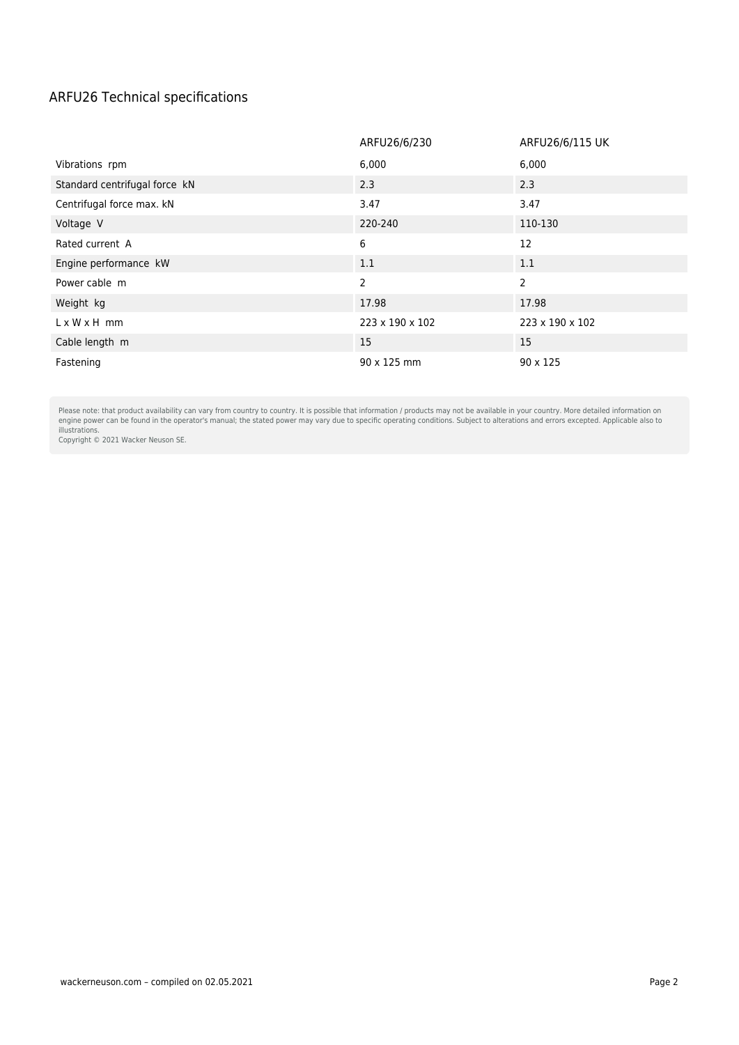## ARFU26 Technical specifications

| | ARFU26/6/230 | ARFU26/6/115 UK |
|---|---|---|
| Vibrations rpm | 6,000 | 6,000 |
| Standard centrifugal force kN | 2.3 | 2.3 |
| Centrifugal force max. kN | 3.47 | 3.47 |
| Voltage V | 220-240 | 110-130 |
| Rated current A | 6 | 12 |
| Engine performance kW | 1.1 | 1.1 |
| Power cable m | 2 | 2 |
| Weight kg | 17.98 | 17.98 |
| L x W x H mm | 223 x 190 x 102 | 223 x 190 x 102 |
| Cable length m | 15 | 15 |
| Fastening | 90 x 125 mm | 90 x 125 |

Please note: that product availability can vary from country to country. It is possible that information / products may not be available in your country. More detailed information on engine power can be found in the operator's manual; the stated power may vary due to specific operating conditions. Subject to alterations and errors excepted. Applicable also to illustrations.
Copyright © 2021 Wacker Neuson SE.

wackerneuson.com – compiled on 02.05.2021